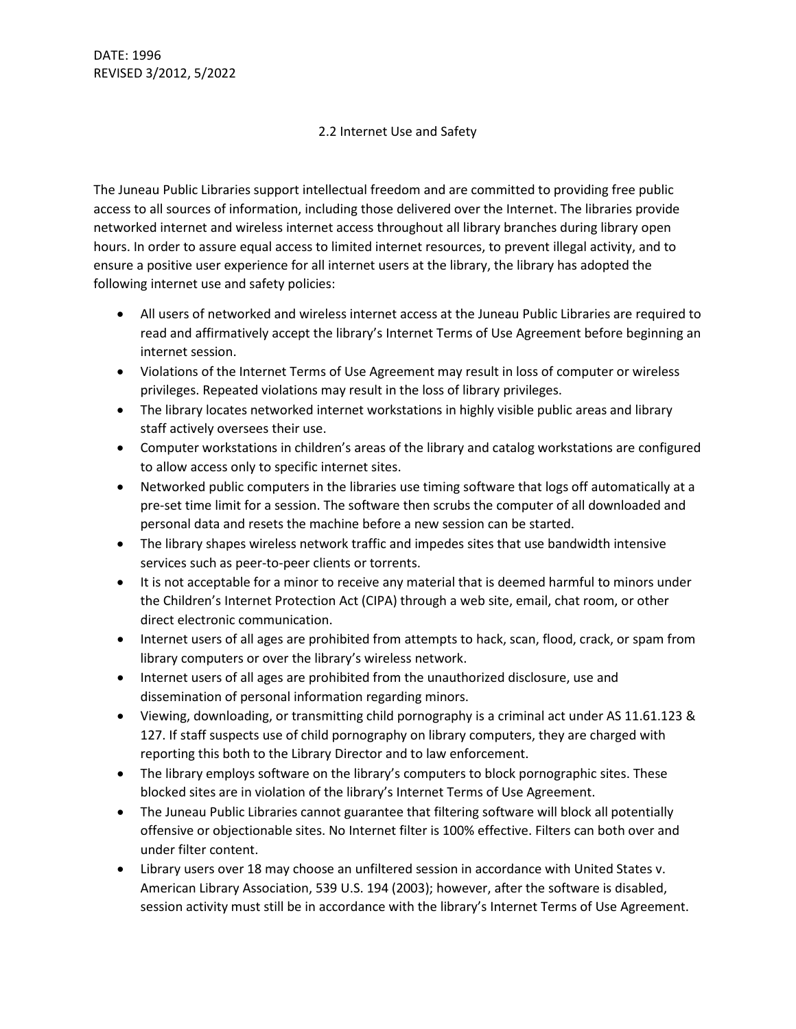DATE: 1996
REVISED 3/2012, 5/2022

## 2.2 Internet Use and Safety

The Juneau Public Libraries support intellectual freedom and are committed to providing free public access to all sources of information, including those delivered over the Internet. The libraries provide networked internet and wireless internet access throughout all library branches during library open hours. In order to assure equal access to limited internet resources, to prevent illegal activity, and to ensure a positive user experience for all internet users at the library, the library has adopted the following internet use and safety policies:

- All users of networked and wireless internet access at the Juneau Public Libraries are required to read and affirmatively accept the library's Internet Terms of Use Agreement before beginning an internet session.
- Violations of the Internet Terms of Use Agreement may result in loss of computer or wireless privileges. Repeated violations may result in the loss of library privileges.
- The library locates networked internet workstations in highly visible public areas and library staff actively oversees their use.
- Computer workstations in children's areas of the library and catalog workstations are configured to allow access only to specific internet sites.
- Networked public computers in the libraries use timing software that logs off automatically at a pre-set time limit for a session. The software then scrubs the computer of all downloaded and personal data and resets the machine before a new session can be started.
- The library shapes wireless network traffic and impedes sites that use bandwidth intensive services such as peer-to-peer clients or torrents.
- It is not acceptable for a minor to receive any material that is deemed harmful to minors under the Children's Internet Protection Act (CIPA) through a web site, email, chat room, or other direct electronic communication.
- Internet users of all ages are prohibited from attempts to hack, scan, flood, crack, or spam from library computers or over the library's wireless network.
- Internet users of all ages are prohibited from the unauthorized disclosure, use and dissemination of personal information regarding minors.
- Viewing, downloading, or transmitting child pornography is a criminal act under AS 11.61.123 & 127. If staff suspects use of child pornography on library computers, they are charged with reporting this both to the Library Director and to law enforcement.
- The library employs software on the library's computers to block pornographic sites. These blocked sites are in violation of the library's Internet Terms of Use Agreement.
- The Juneau Public Libraries cannot guarantee that filtering software will block all potentially offensive or objectionable sites. No Internet filter is 100% effective. Filters can both over and under filter content.
- Library users over 18 may choose an unfiltered session in accordance with United States v. American Library Association, 539 U.S. 194 (2003); however, after the software is disabled, session activity must still be in accordance with the library's Internet Terms of Use Agreement.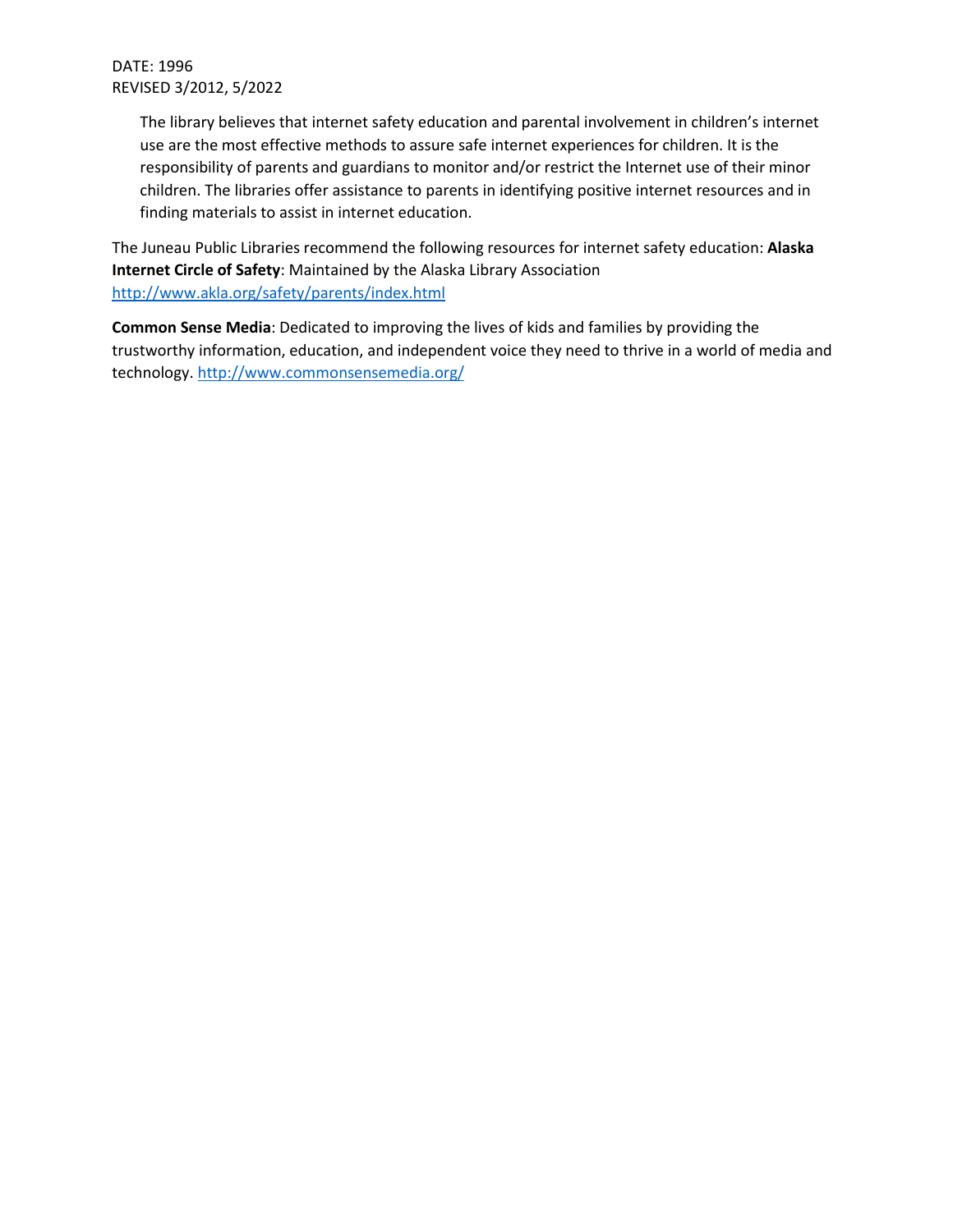DATE: 1996
REVISED 3/2012, 5/2022

> The library believes that internet safety education and parental involvement in children's internet use are the most effective methods to assure safe internet experiences for children. It is the responsibility of parents and guardians to monitor and/or restrict the Internet use of their minor children. The libraries offer assistance to parents in identifying positive internet resources and in finding materials to assist in internet education.

The Juneau Public Libraries recommend the following resources for internet safety education: **Alaska Internet Circle of Safety**: Maintained by the Alaska Library Association http://www.akla.org/safety/parents/index.html

**Common Sense Media**: Dedicated to improving the lives of kids and families by providing the trustworthy information, education, and independent voice they need to thrive in a world of media and technology. http://www.commonsensemedia.org/